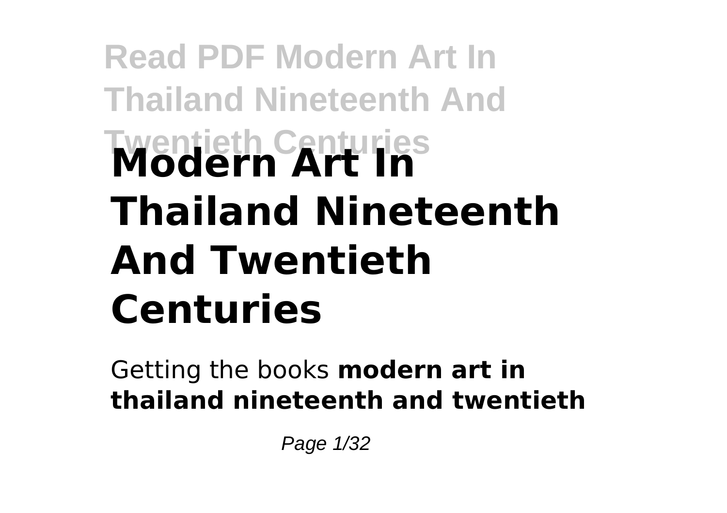# Modern Art In Thailand Nineteenth And Twentieth Centuries

Getting the books **modern art in thailand nineteenth and twentieth**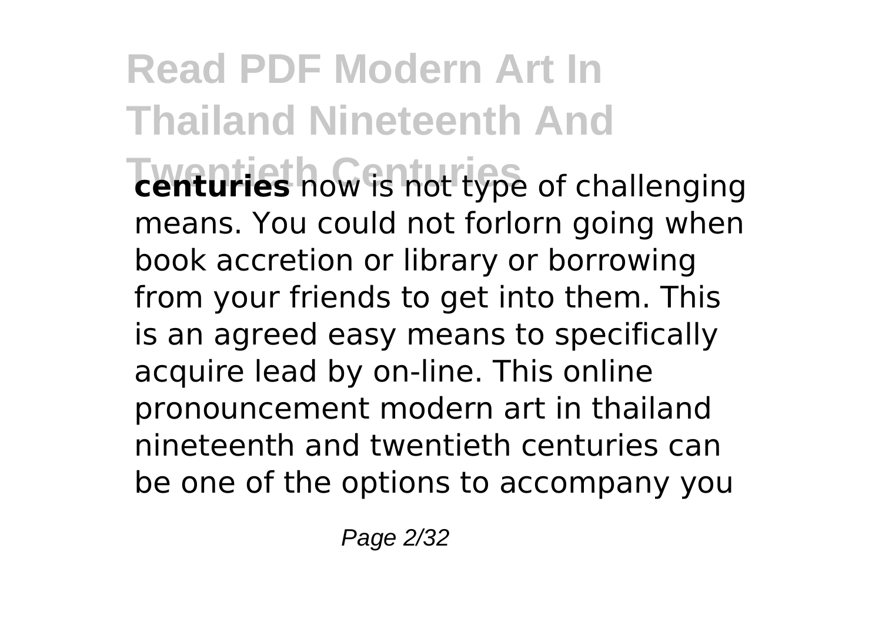**centuries** now is not type of challenging means. You could not forlorn going when book accretion or library or borrowing from your friends to get into them. This is an agreed easy means to specifically acquire lead by on-line. This online pronouncement modern art in thailand nineteenth and twentieth centuries can be one of the options to accompany you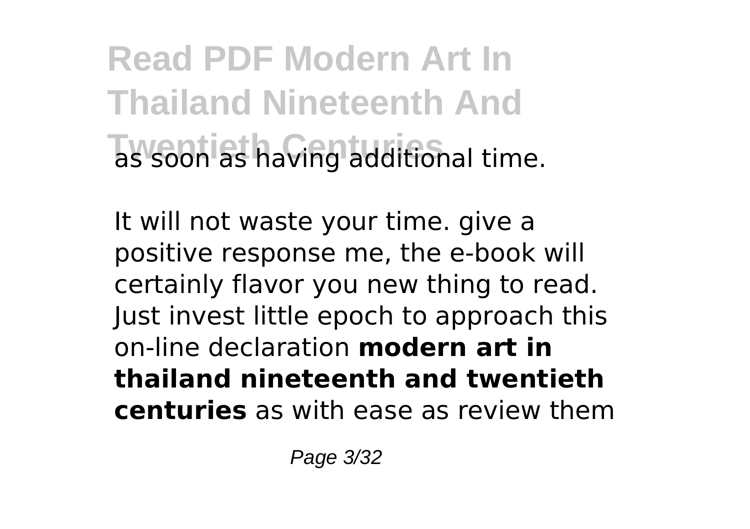as soon as having additional time.

It will not waste your time. give a positive response me, the e-book will certainly flavor you new thing to read. Just invest little epoch to approach this on-line declaration **modern art in thailand nineteenth and twentieth centuries** as with ease as review them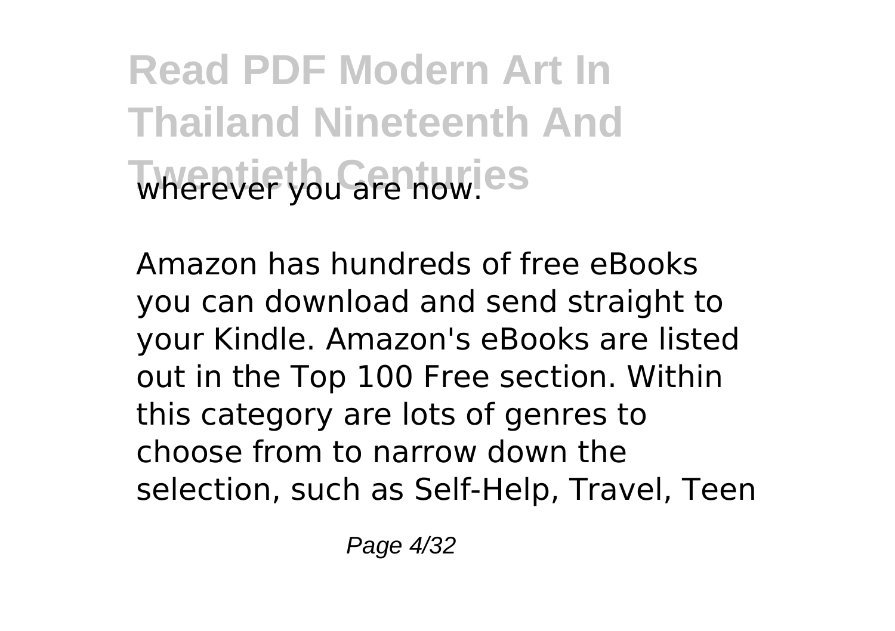wherever you are now.

Amazon has hundreds of free eBooks you can download and send straight to your Kindle. Amazon's eBooks are listed out in the Top 100 Free section. Within this category are lots of genres to choose from to narrow down the selection, such as Self-Help, Travel, Teen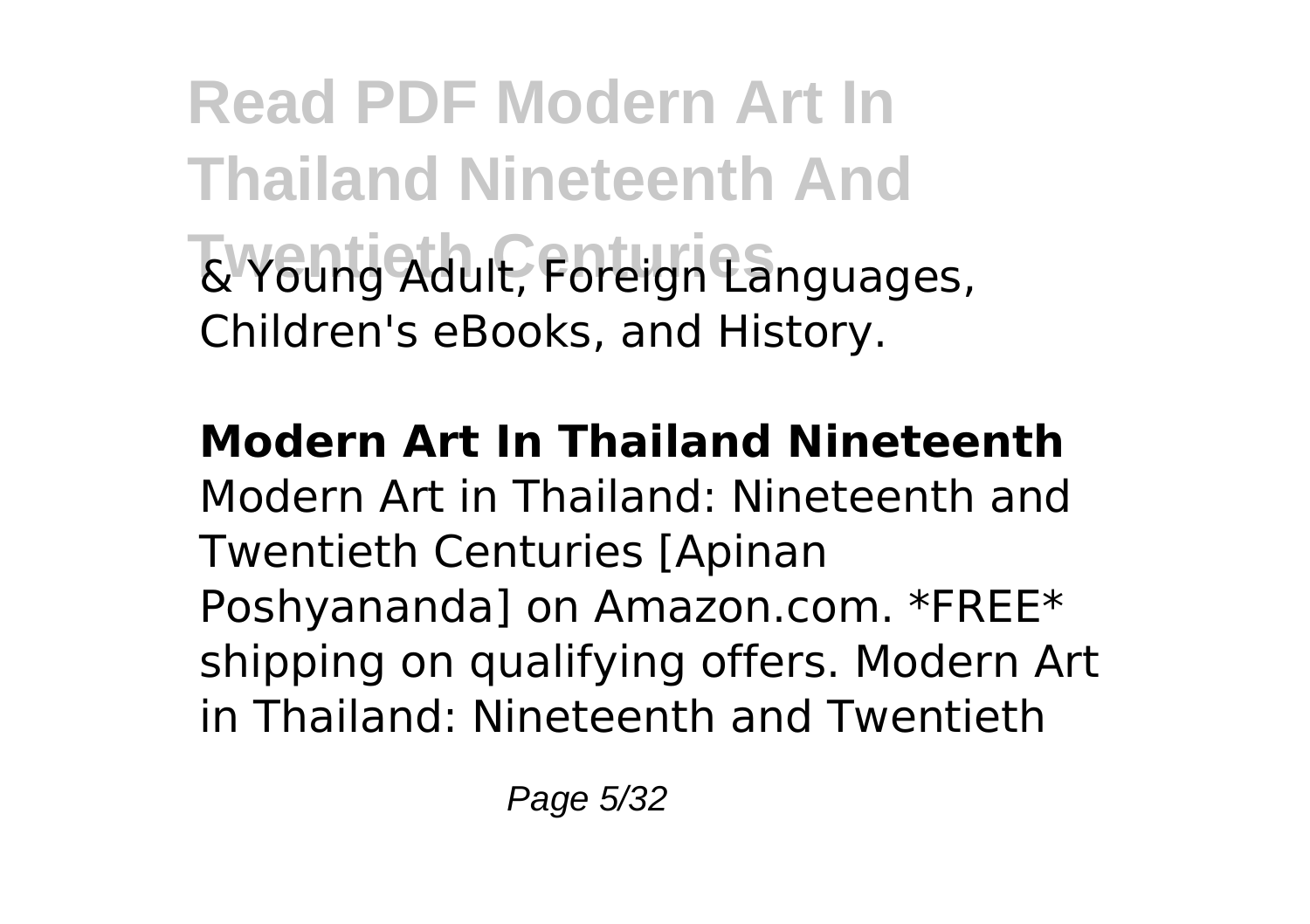& Young Adult, Foreign Languages, Children's eBooks, and History.

**Modern Art In Thailand Nineteenth**

Modern Art in Thailand: Nineteenth and Twentieth Centuries [Apinan Poshyananda] on Amazon.com. *FREE* shipping on qualifying offers. Modern Art in Thailand: Nineteenth and Twentieth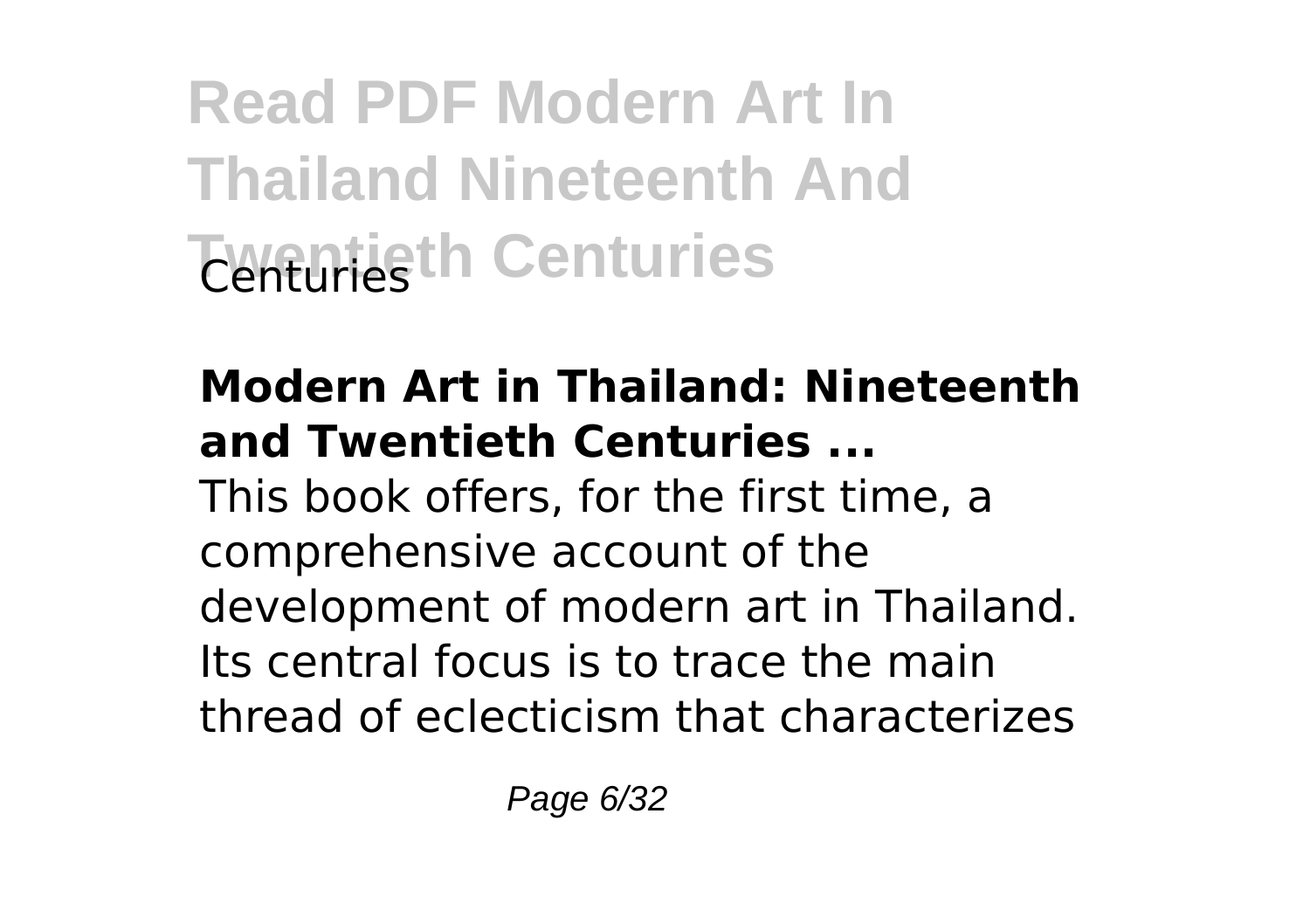**Modern Art in Thailand: Nineteenth and Twentieth Centuries ...**

This book offers, for the first time, a comprehensive account of the development of modern art in Thailand. Its central focus is to trace the main thread of eclecticism that characterizes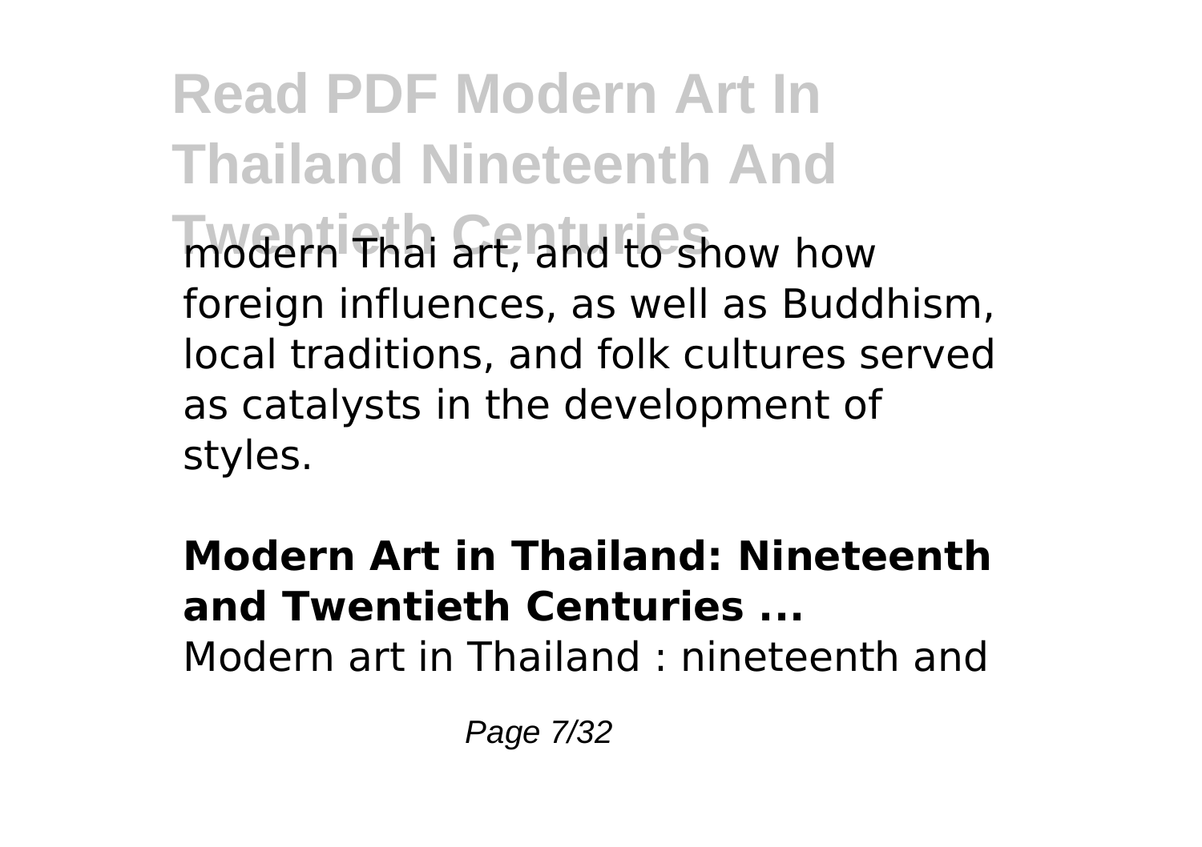modern Thai art, and to show how foreign influences, as well as Buddhism, local traditions, and folk cultures served as catalysts in the development of styles.

**Modern Art in Thailand: Nineteenth and Twentieth Centuries ...**

Modern art in Thailand : nineteenth and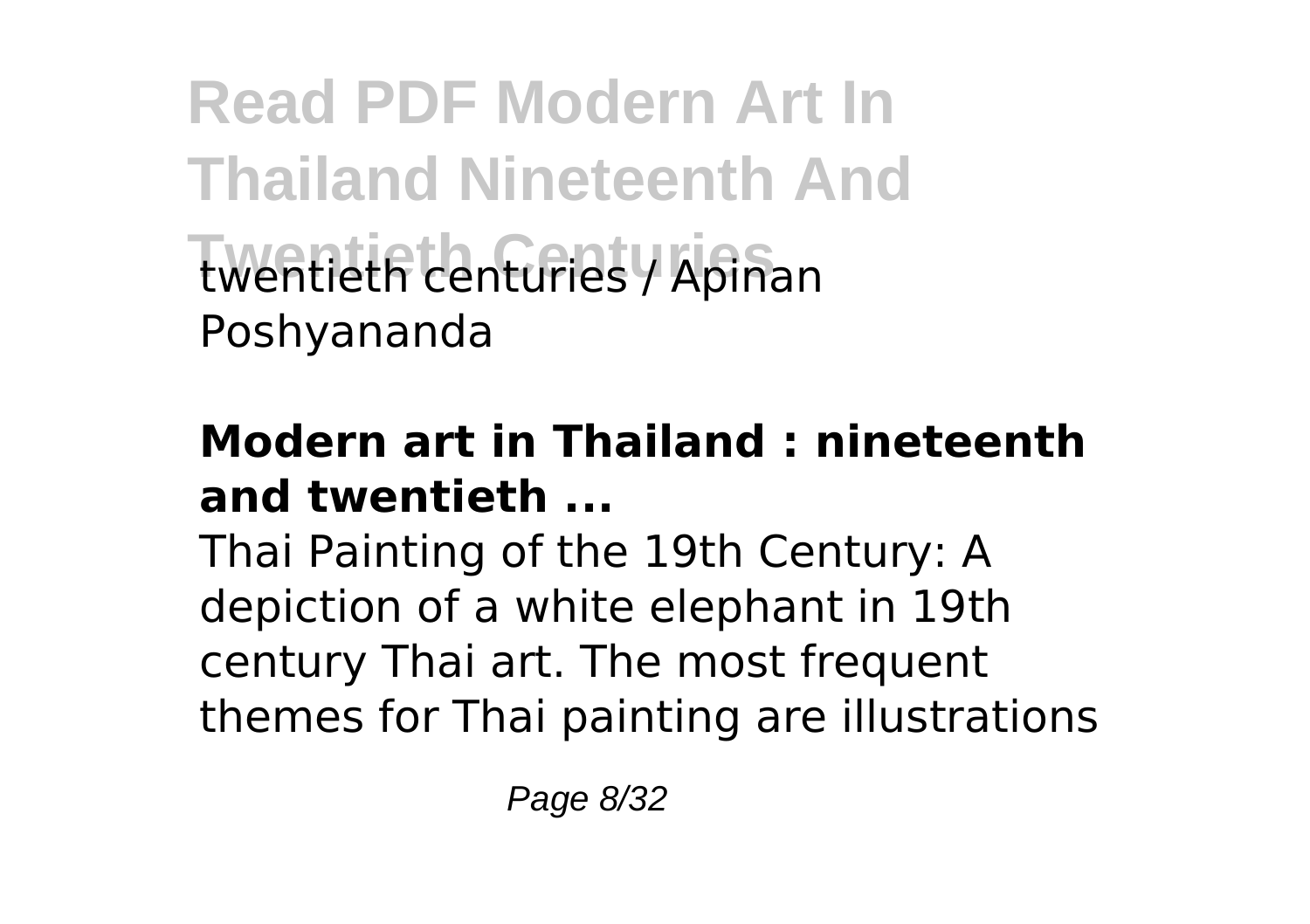twentieth centuries / Apinan Poshyananda

**Modern art in Thailand : nineteenth and twentieth ...**

Thai Painting of the 19th Century: A depiction of a white elephant in 19th century Thai art. The most frequent themes for Thai painting are illustrations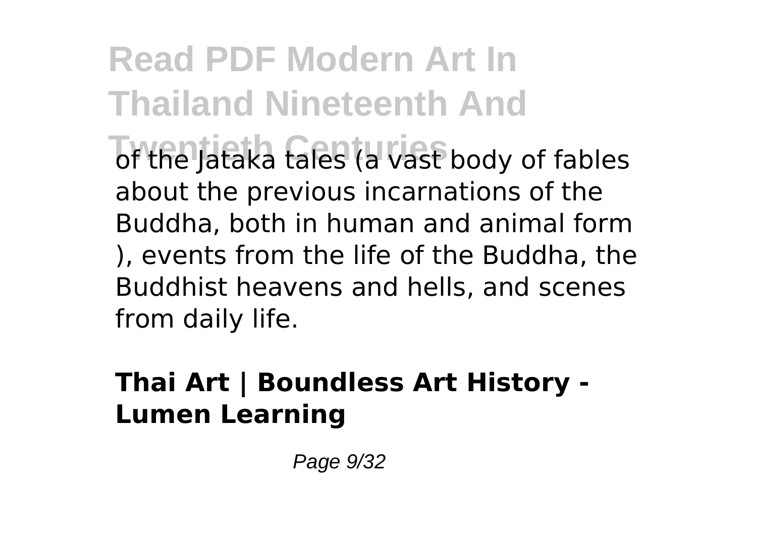of the Jataka tales (a vast body of fables about the previous incarnations of the Buddha, both in human and animal form ), events from the life of the Buddha, the Buddhist heavens and hells, and scenes from daily life.

**Thai Art | Boundless Art History - Lumen Learning**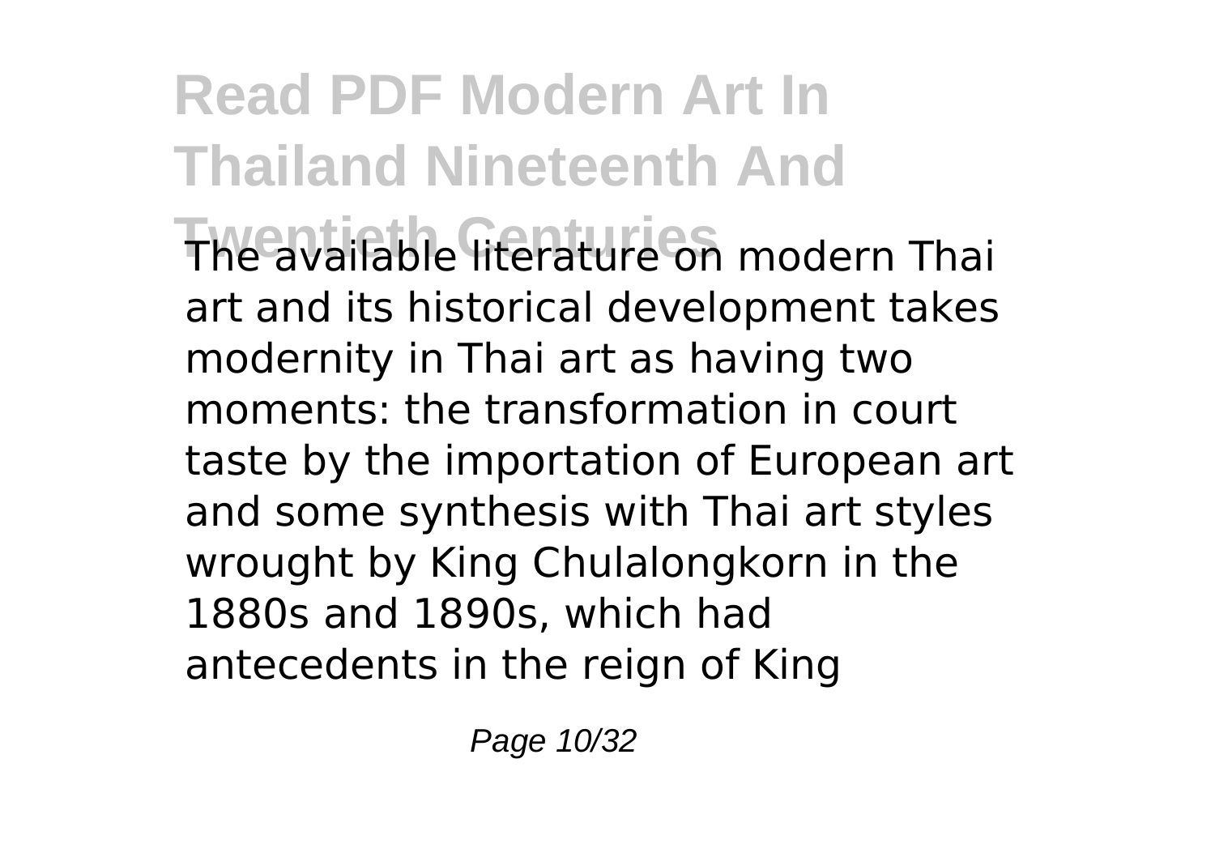The available literature on modern Thai art and its historical development takes modernity in Thai art as having two moments: the transformation in court taste by the importation of European art and some synthesis with Thai art styles wrought by King Chulalongkorn in the 1880s and 1890s, which had antecedents in the reign of King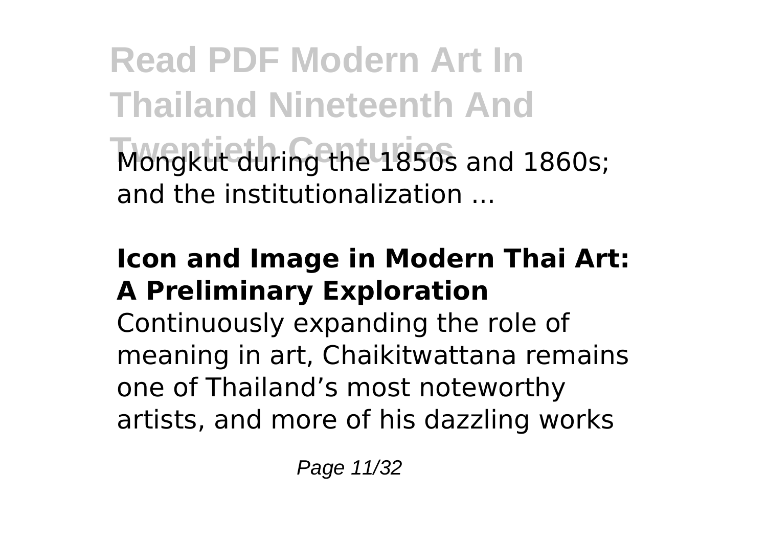Mongkut during the 1850s and 1860s; and the institutionalization ...

### Icon and Image in Modern Thai Art: A Preliminary Exploration

Continuously expanding the role of meaning in art, Chaikitwattana remains one of Thailand's most noteworthy artists, and more of his dazzling works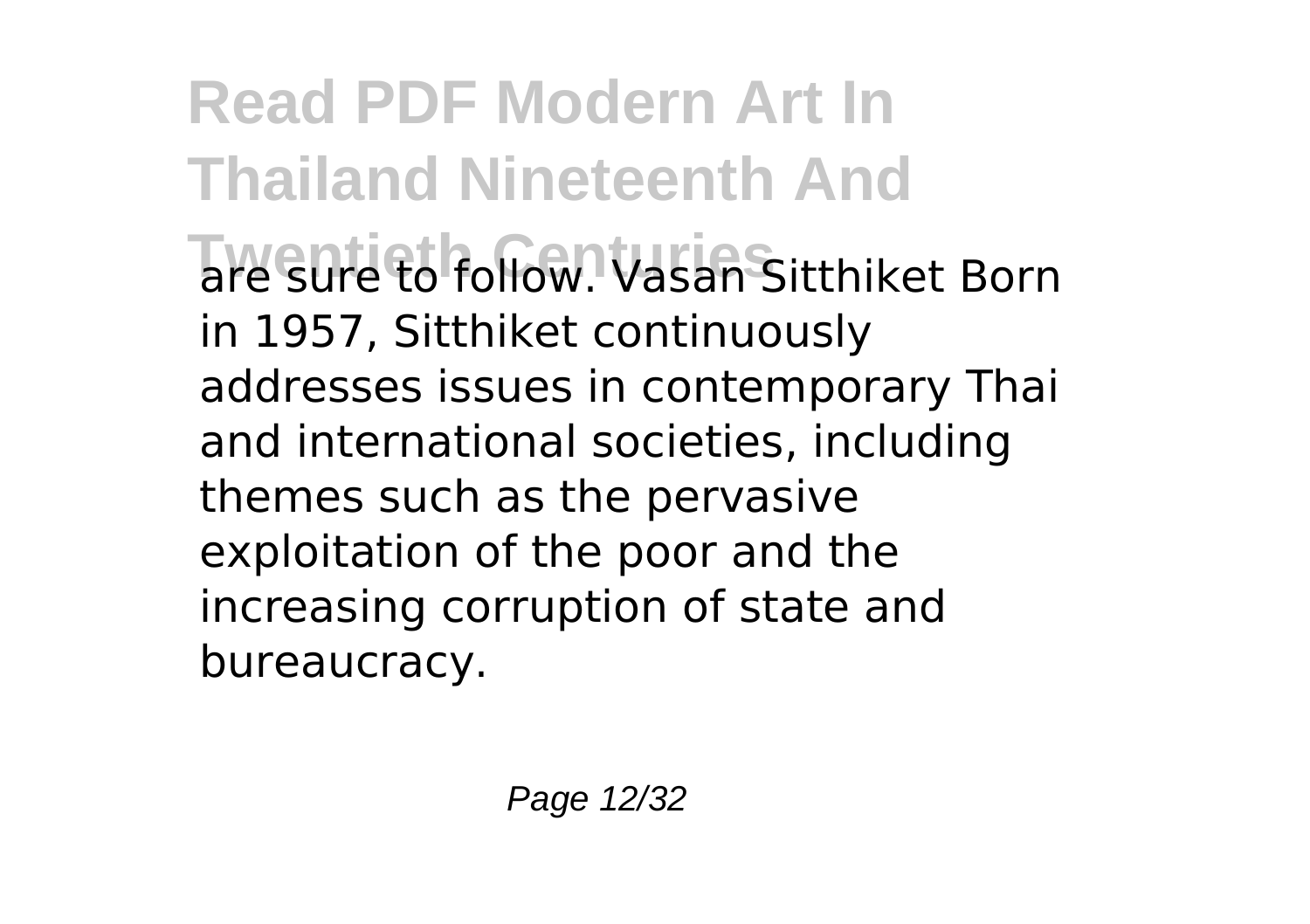are sure to follow. Vasan Sitthiket Born in 1957, Sitthiket continuously addresses issues in contemporary Thai and international societies, including themes such as the pervasive exploitation of the poor and the increasing corruption of state and bureaucracy.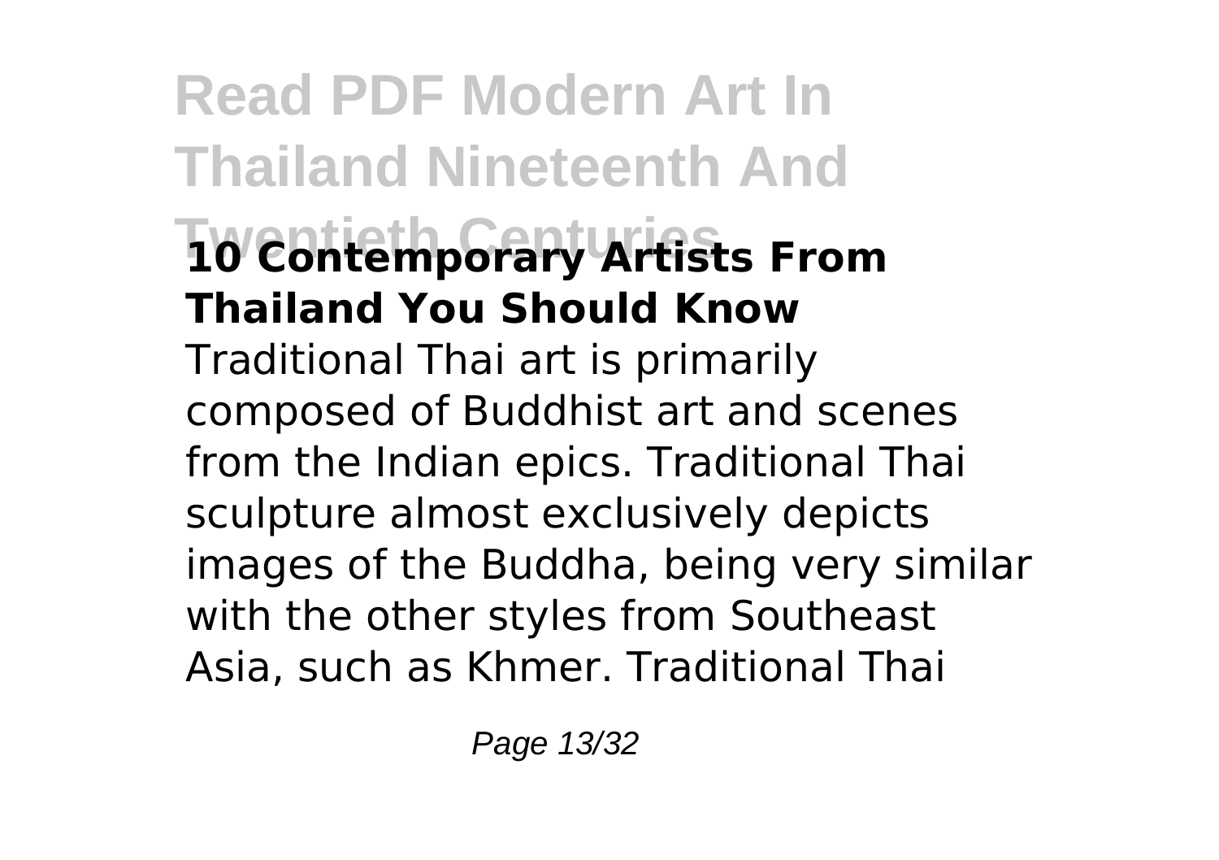### 10 Contemporary Artists From Thailand You Should Know

Traditional Thai art is primarily composed of Buddhist art and scenes from the Indian epics. Traditional Thai sculpture almost exclusively depicts images of the Buddha, being very similar with the other styles from Southeast Asia, such as Khmer. Traditional Thai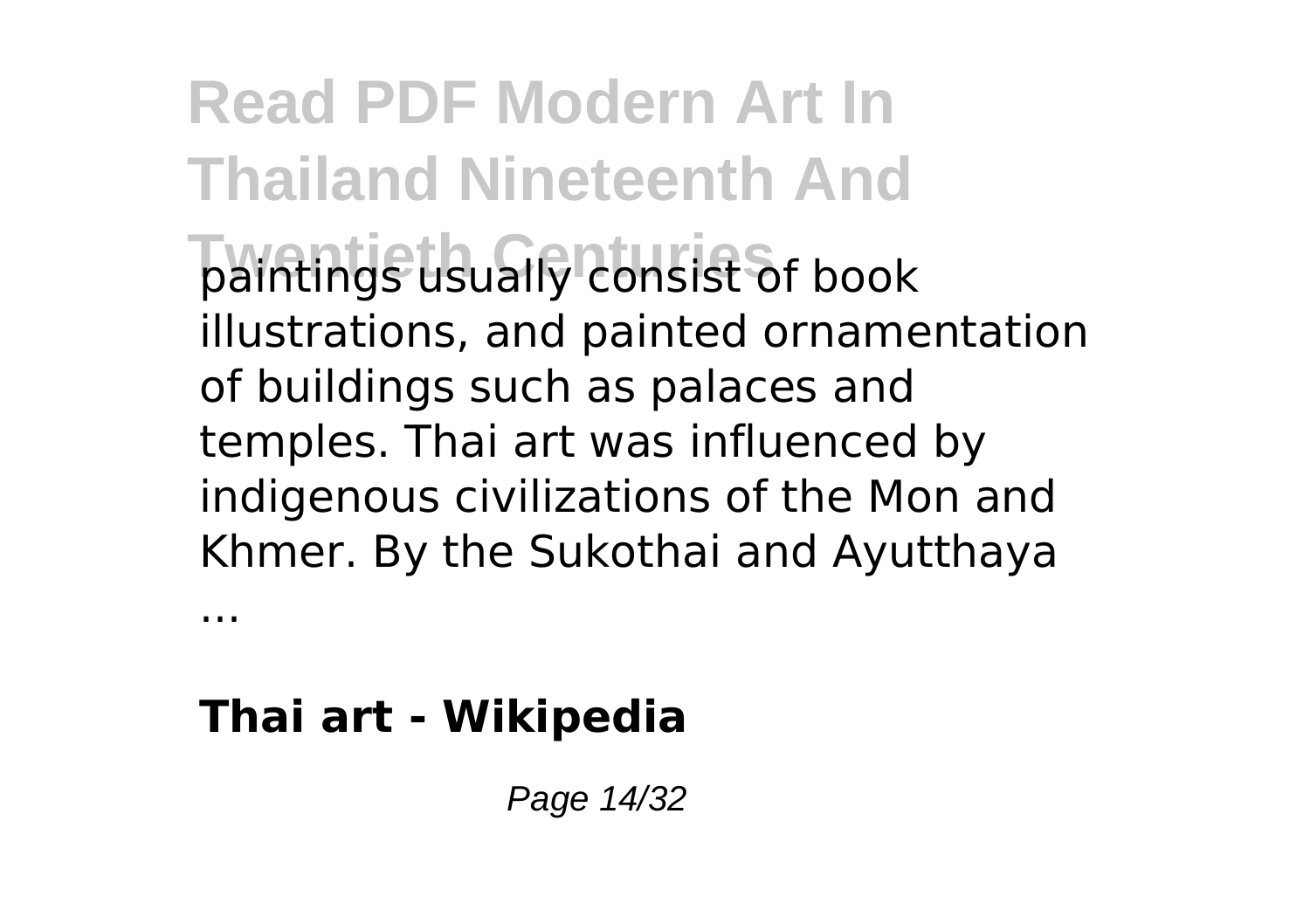paintings usually consist of book illustrations, and painted ornamentation of buildings such as palaces and temples. Thai art was influenced by indigenous civilizations of the Mon and Khmer. By the Sukothai and Ayutthaya ...

**Thai art - Wikipedia**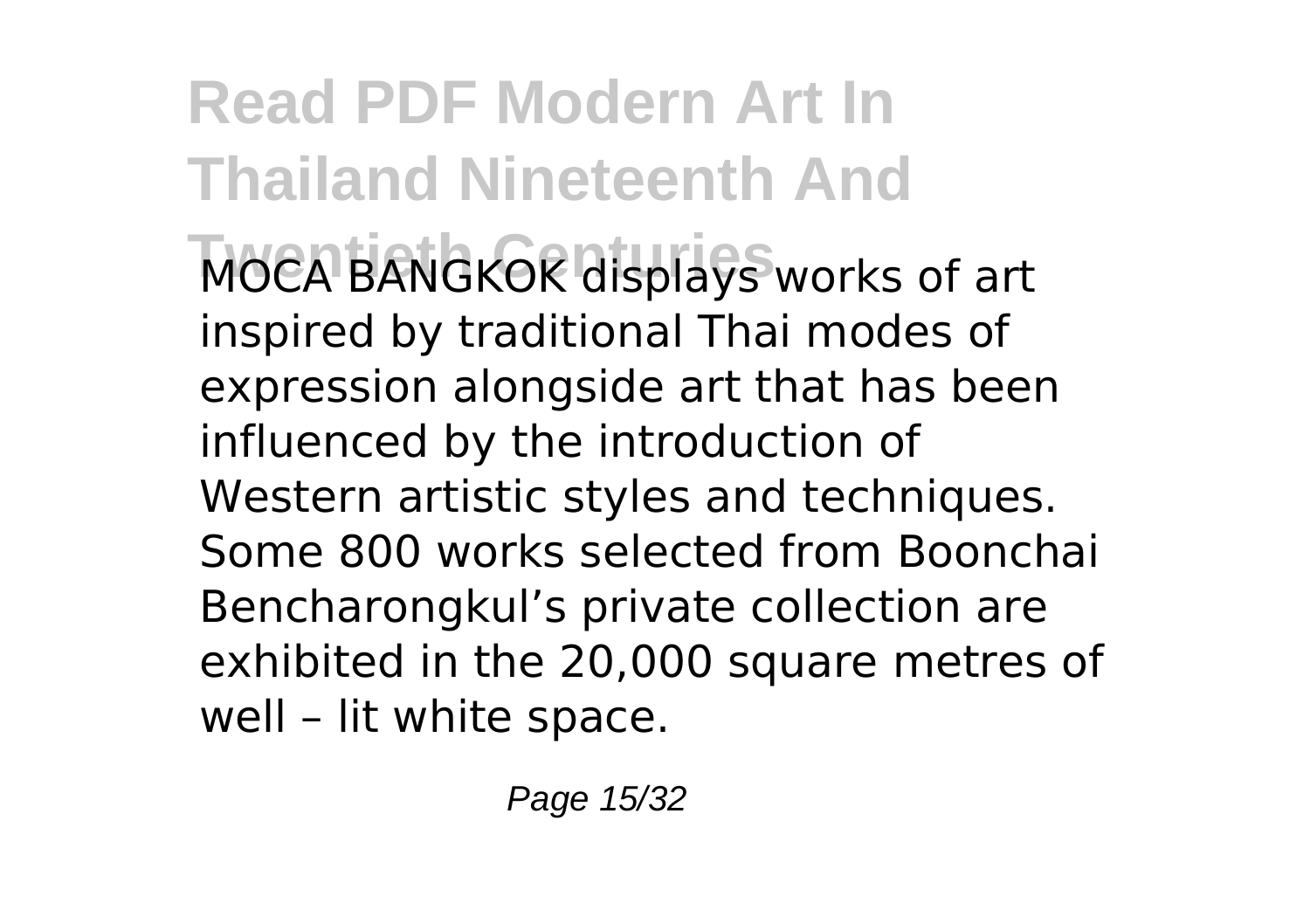MOCA BANGKOK displays works of art inspired by traditional Thai modes of expression alongside art that has been influenced by the introduction of Western artistic styles and techniques. Some 800 works selected from Boonchai Bencharongkul's private collection are exhibited in the 20,000 square metres of well – lit white space.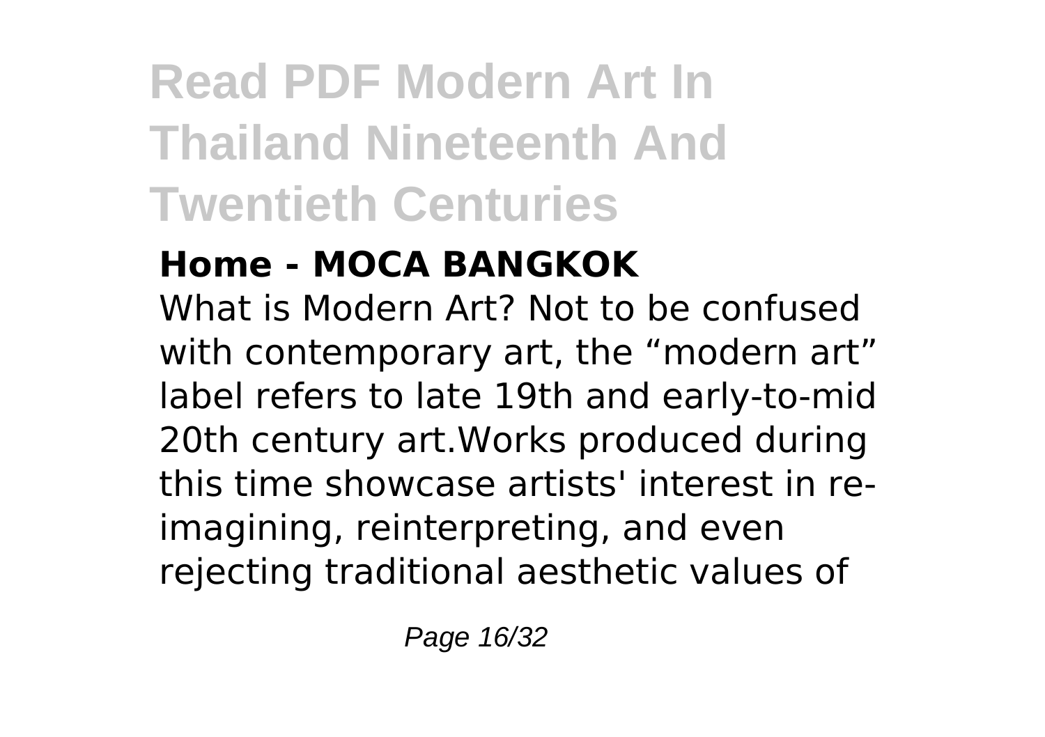### Home - MOCA BANGKOK

What is Modern Art? Not to be confused with contemporary art, the “modern art” label refers to late 19th and early-to-mid 20th century art.Works produced during this time showcase artists' interest in re-imagining, reinterpreting, and even rejecting traditional aesthetic values of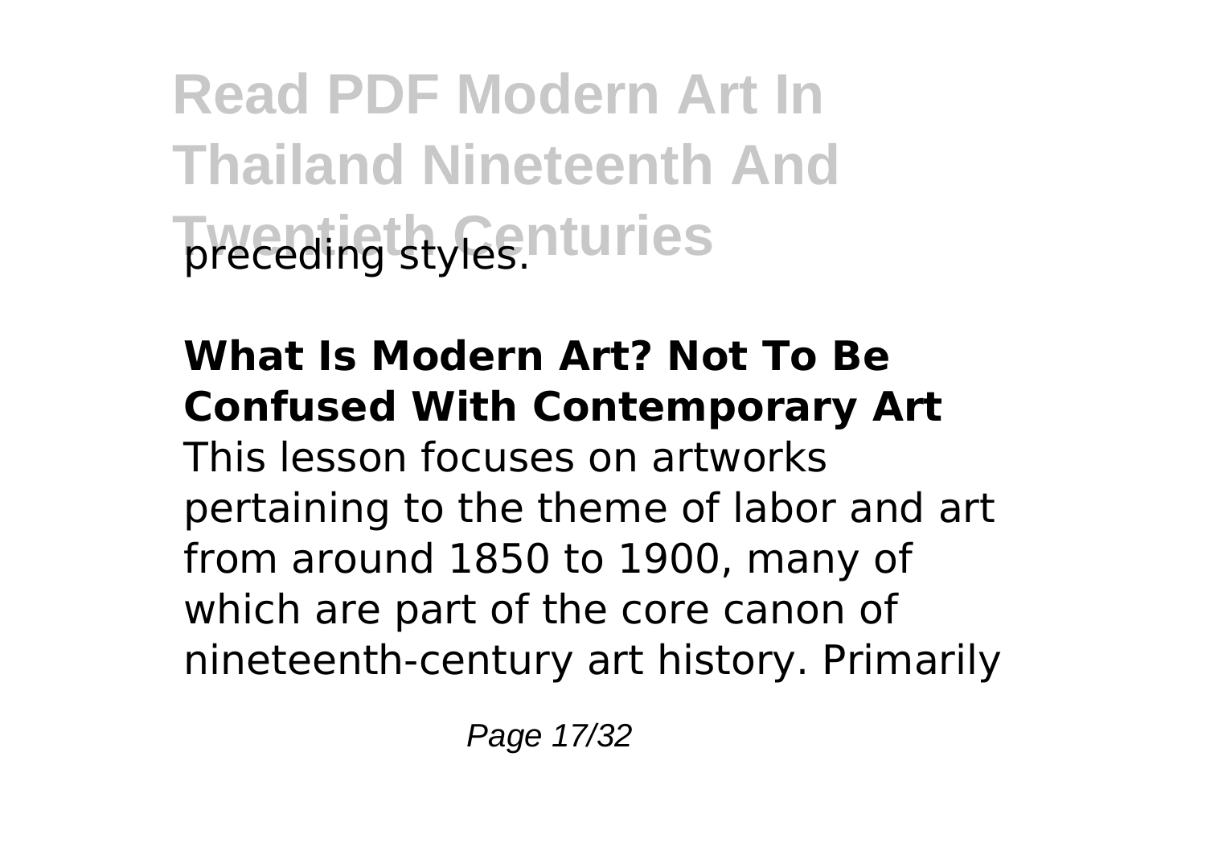preceding styles.

**What Is Modern Art? Not To Be Confused With Contemporary Art**
This lesson focuses on artworks pertaining to the theme of labor and art from around 1850 to 1900, many of which are part of the core canon of nineteenth-century art history. Primarily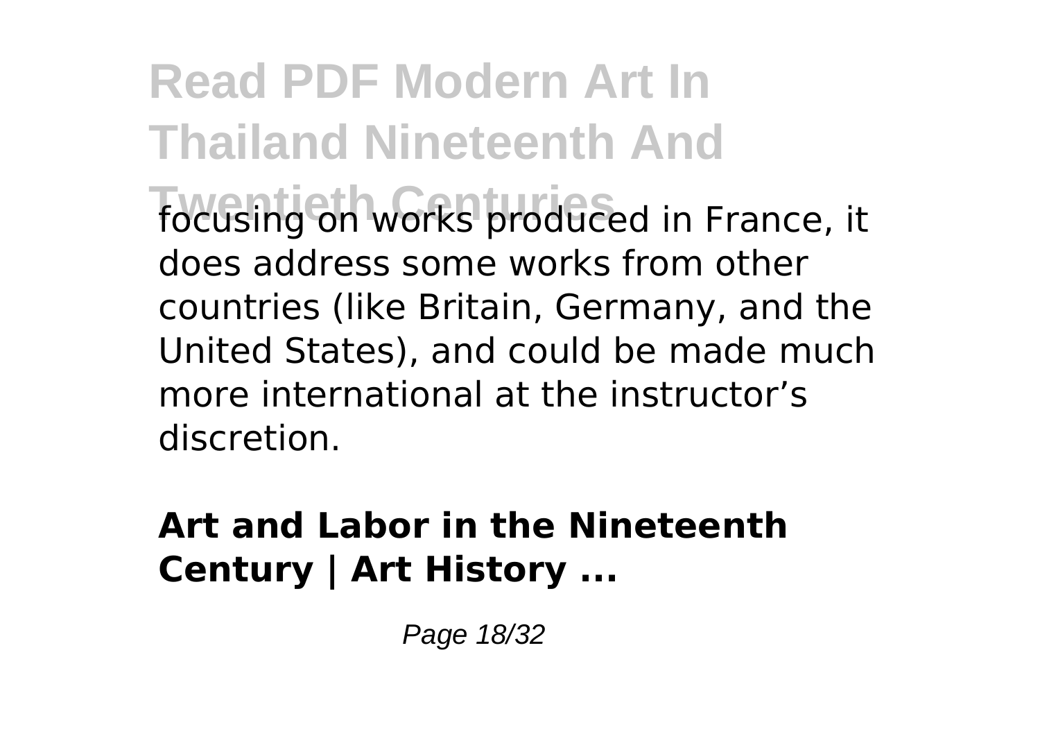focusing on works produced in France, it does address some works from other countries (like Britain, Germany, and the United States), and could be made much more international at the instructor's discretion.

**Art and Labor in the Nineteenth Century | Art History ...**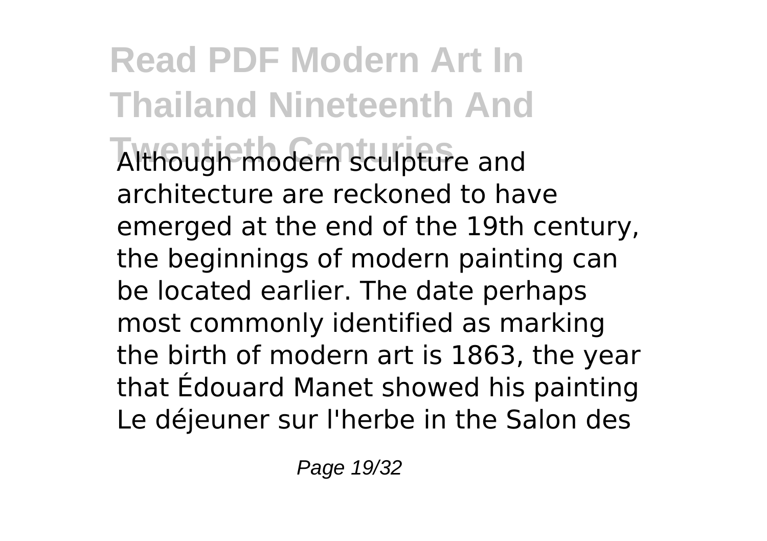Although modern sculpture and architecture are reckoned to have emerged at the end of the 19th century, the beginnings of modern painting can be located earlier. The date perhaps most commonly identified as marking the birth of modern art is 1863, the year that Édouard Manet showed his painting Le déjeuner sur l'herbe in the Salon des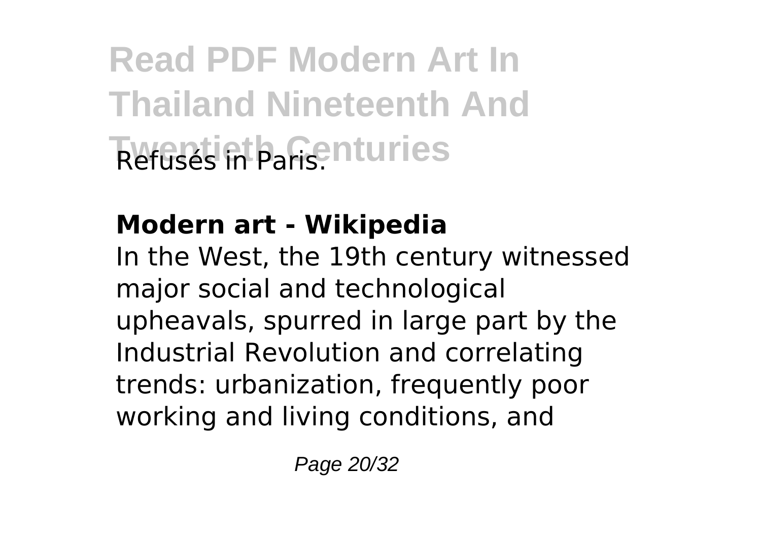Refusés in Paris.

## Modern art - Wikipedia

In the West, the 19th century witnessed major social and technological upheavals, spurred in large part by the Industrial Revolution and correlating trends: urbanization, frequently poor working and living conditions, and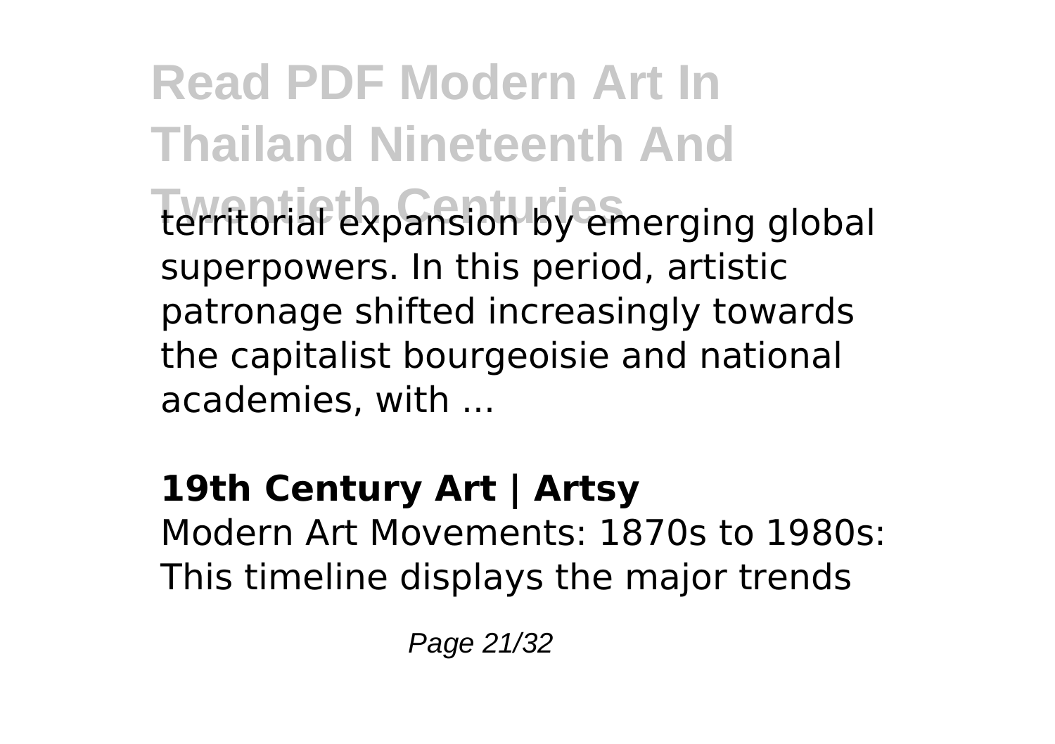territorial expansion by emerging global superpowers. In this period, artistic patronage shifted increasingly towards the capitalist bourgeoisie and national academies, with ...

**19th Century Art | Artsy**

Modern Art Movements: 1870s to 1980s: This timeline displays the major trends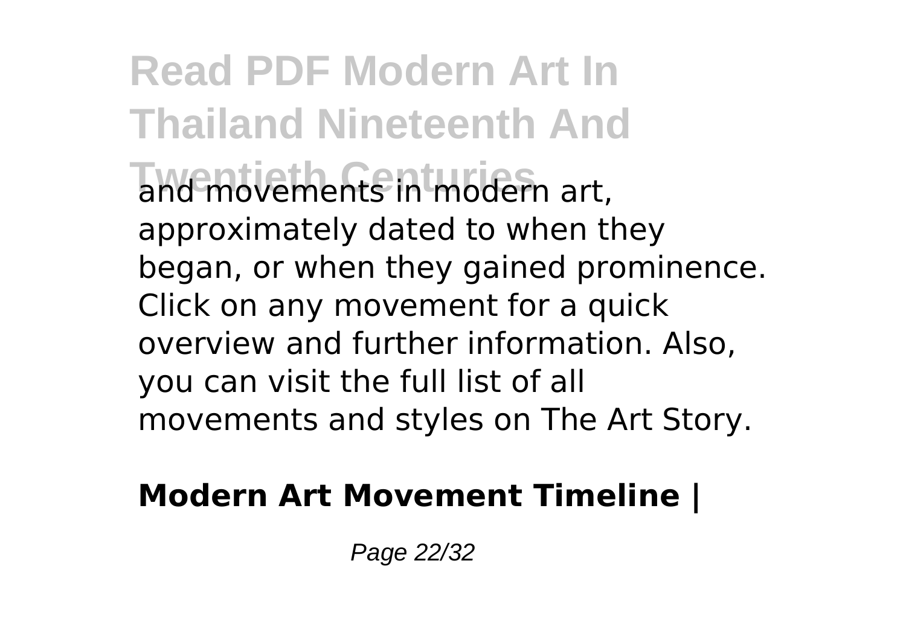and movements in modern art, approximately dated to when they began, or when they gained prominence. Click on any movement for a quick overview and further information. Also, you can visit the full list of all movements and styles on The Art Story.

**Modern Art Movement Timeline |**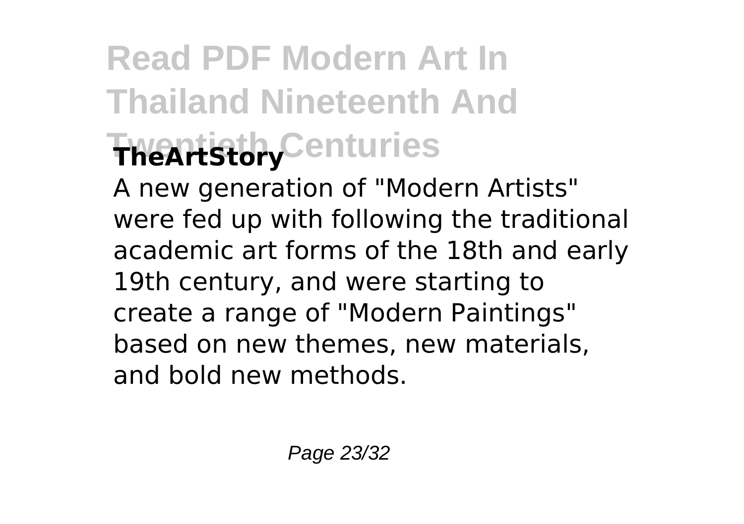**TheArtStory**

A new generation of "Modern Artists" were fed up with following the traditional academic art forms of the 18th and early 19th century, and were starting to create a range of "Modern Paintings" based on new themes, new materials, and bold new methods.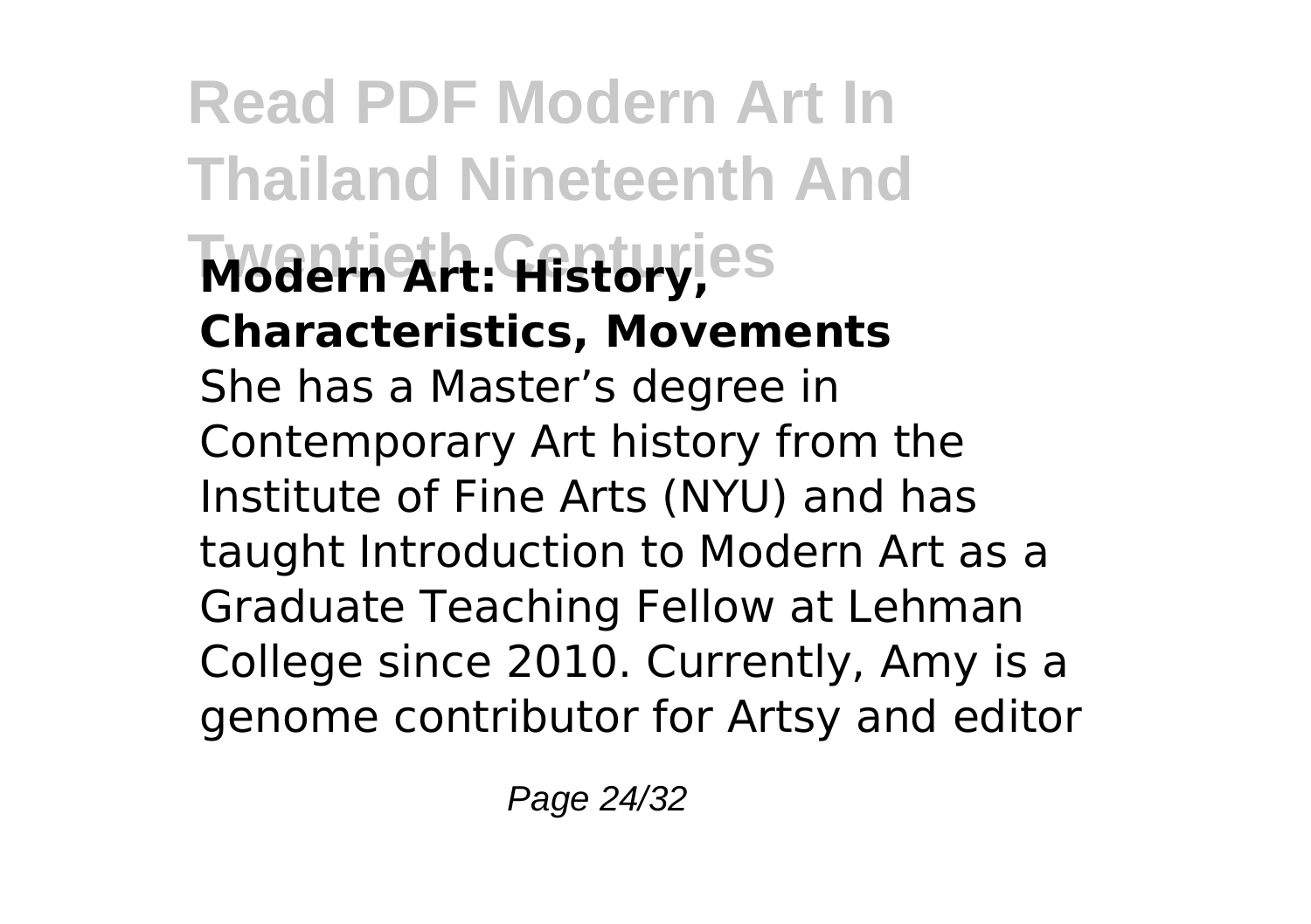**Modern Art: History, Characteristics, Movements**

She has a Master's degree in Contemporary Art history from the Institute of Fine Arts (NYU) and has taught Introduction to Modern Art as a Graduate Teaching Fellow at Lehman College since 2010. Currently, Amy is a genome contributor for Artsy and editor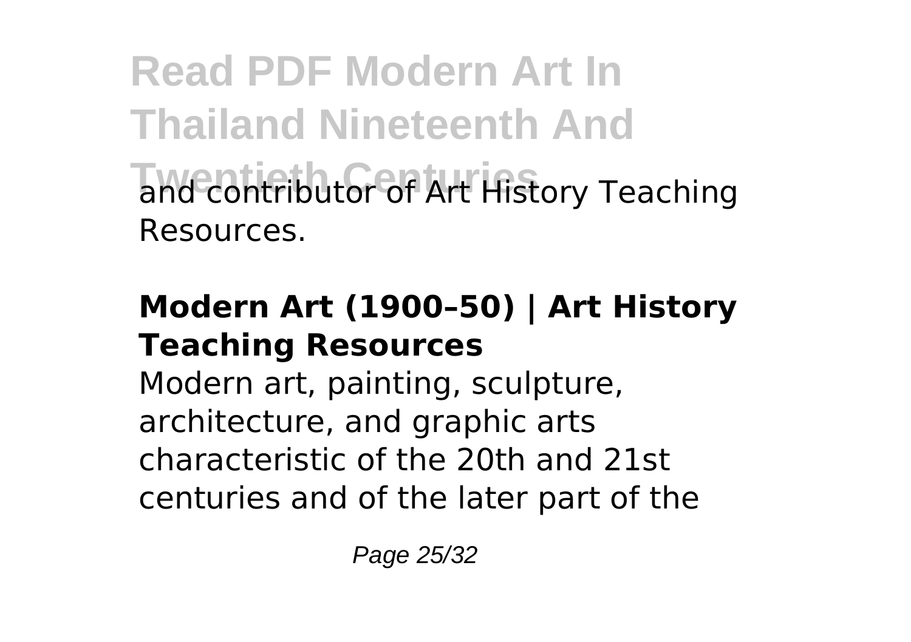and contributor of Art History Teaching Resources.

**Modern Art (1900–50) | Art History Teaching Resources**

Modern art, painting, sculpture, architecture, and graphic arts characteristic of the 20th and 21st centuries and of the later part of the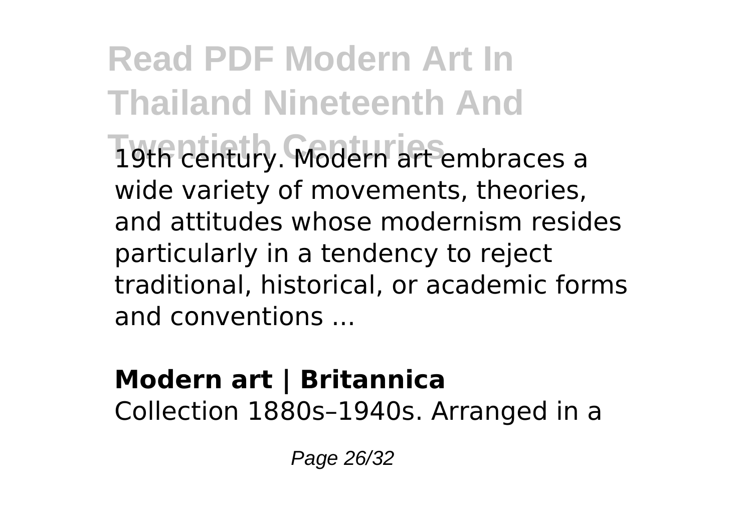19th century. Modern art embraces a wide variety of movements, theories, and attitudes whose modernism resides particularly in a tendency to reject traditional, historical, or academic forms and conventions ...

### Modern art | Britannica

Collection 1880s–1940s. Arranged in a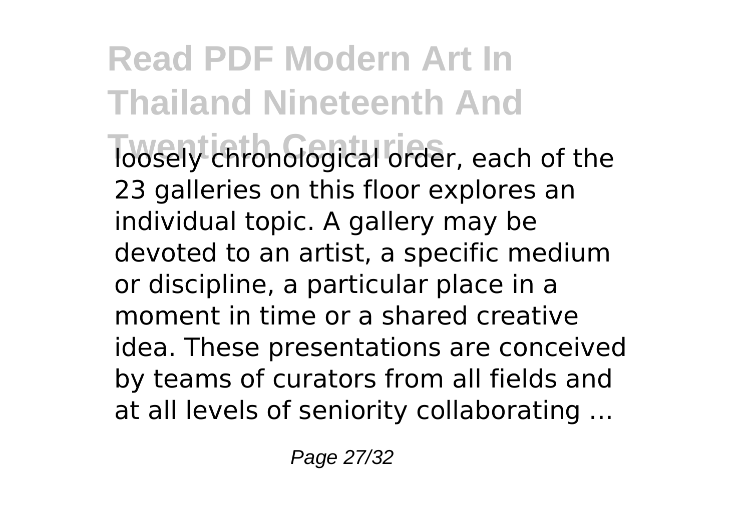loosely chronological order, each of the 23 galleries on this floor explores an individual topic. A gallery may be devoted to an artist, a specific medium or discipline, a particular place in a moment in time or a shared creative idea. These presentations are conceived by teams of curators from all fields and at all levels of seniority collaborating ...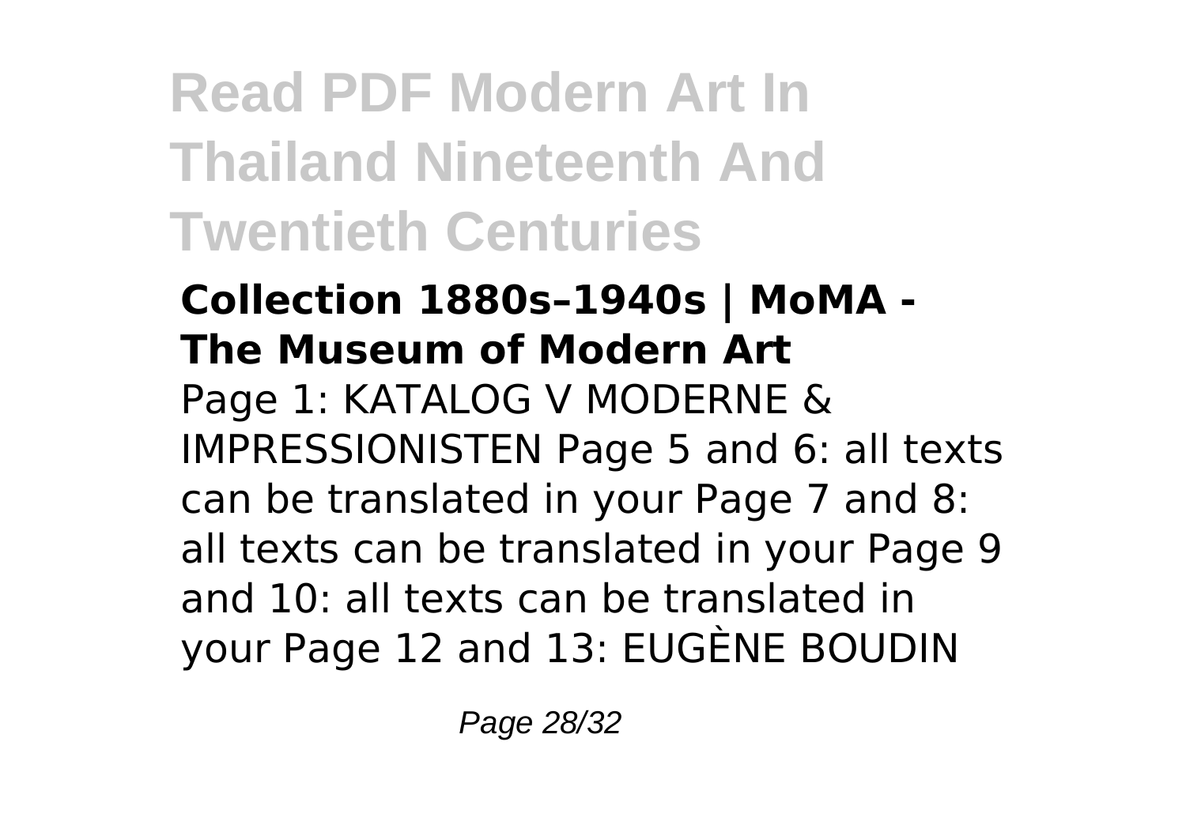### Collection 1880s–1940s | MoMA - The Museum of Modern Art

Page 1: KATALOG V MODERNE & IMPRESSIONISTEN Page 5 and 6: all texts can be translated in your Page 7 and 8: all texts can be translated in your Page 9 and 10: all texts can be translated in your Page 12 and 13: EUGÈNE BOUDIN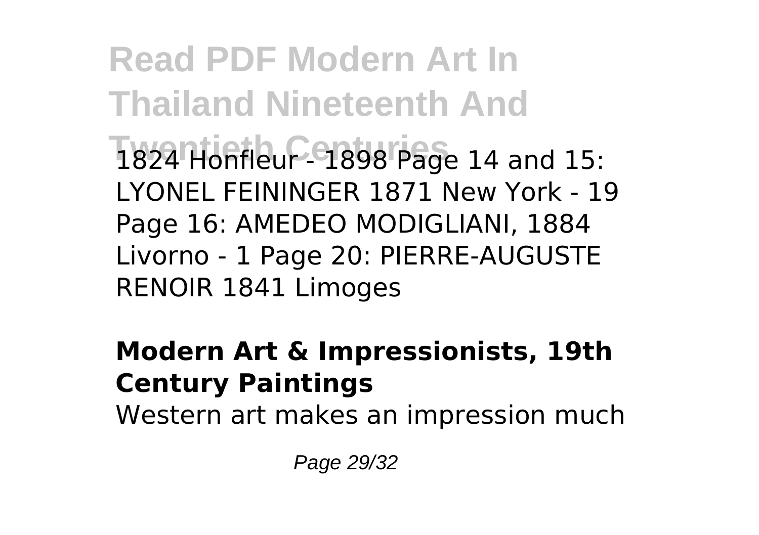1824 Honfleur - 1898 Page 14 and 15: LYONEL FEININGER 1871 New York - 19 Page 16: AMEDEO MODIGLIANI, 1884 Livorno - 1 Page 20: PIERRE-AUGUSTE RENOIR 1841 Limoges

## Modern Art & Impressionists, 19th Century Paintings

Western art makes an impression much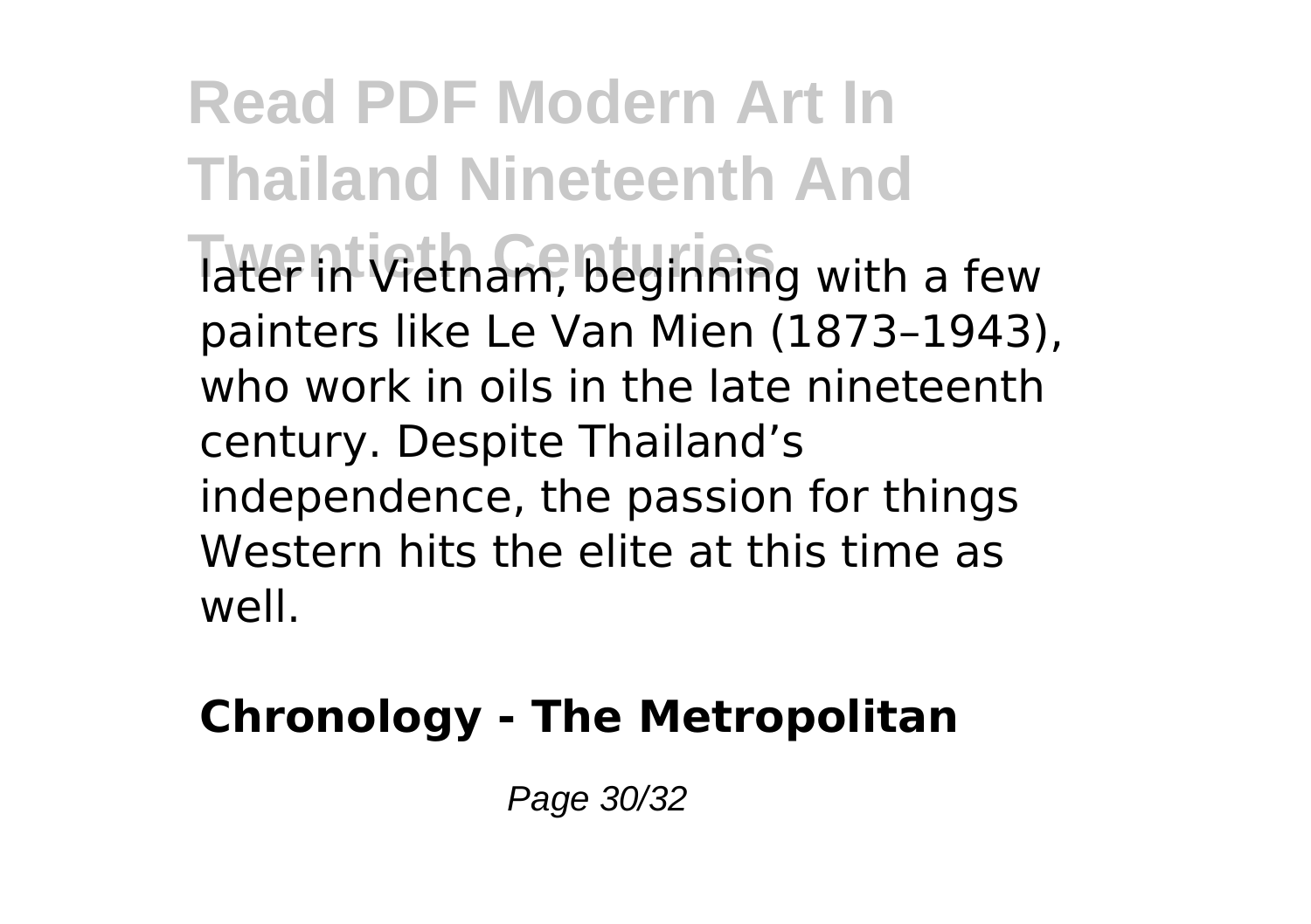later in Vietnam, beginning with a few painters like Le Van Mien (1873–1943), who work in oils in the late nineteenth century. Despite Thailand's independence, the passion for things Western hits the elite at this time as well.

**Chronology - The Metropolitan**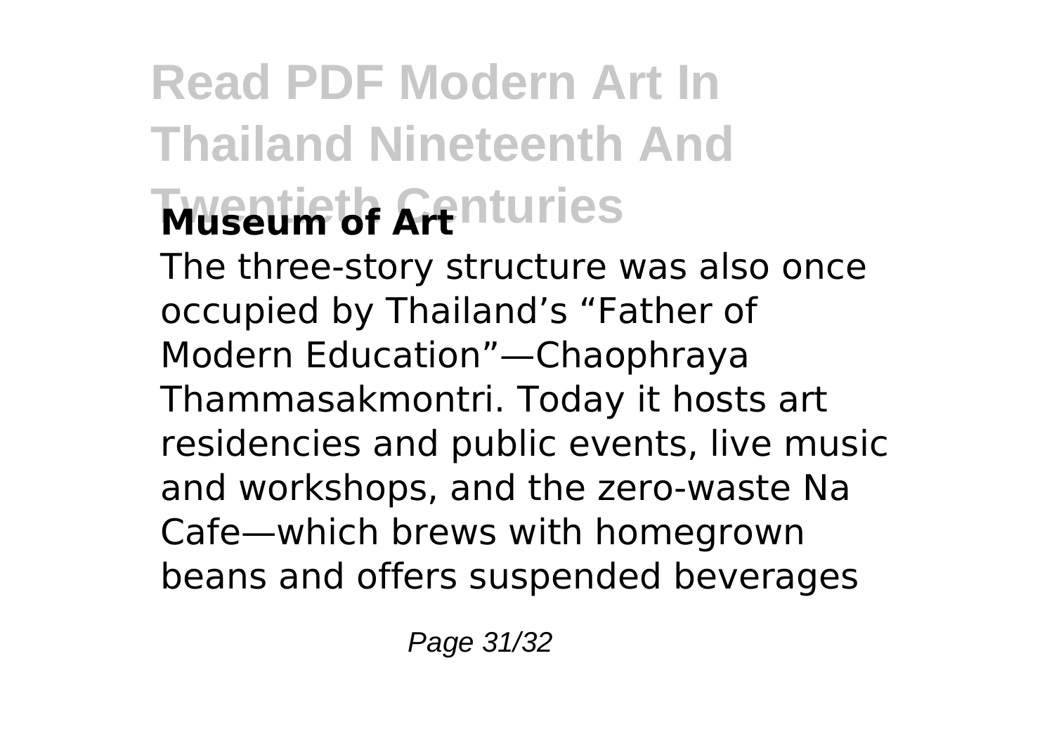### Museum of Art

The three-story structure was also once occupied by Thailand's "Father of Modern Education"—Chaophraya Thammasakmontri. Today it hosts art residencies and public events, live music and workshops, and the zero-waste Na Cafe—which brews with homegrown beans and offers suspended beverages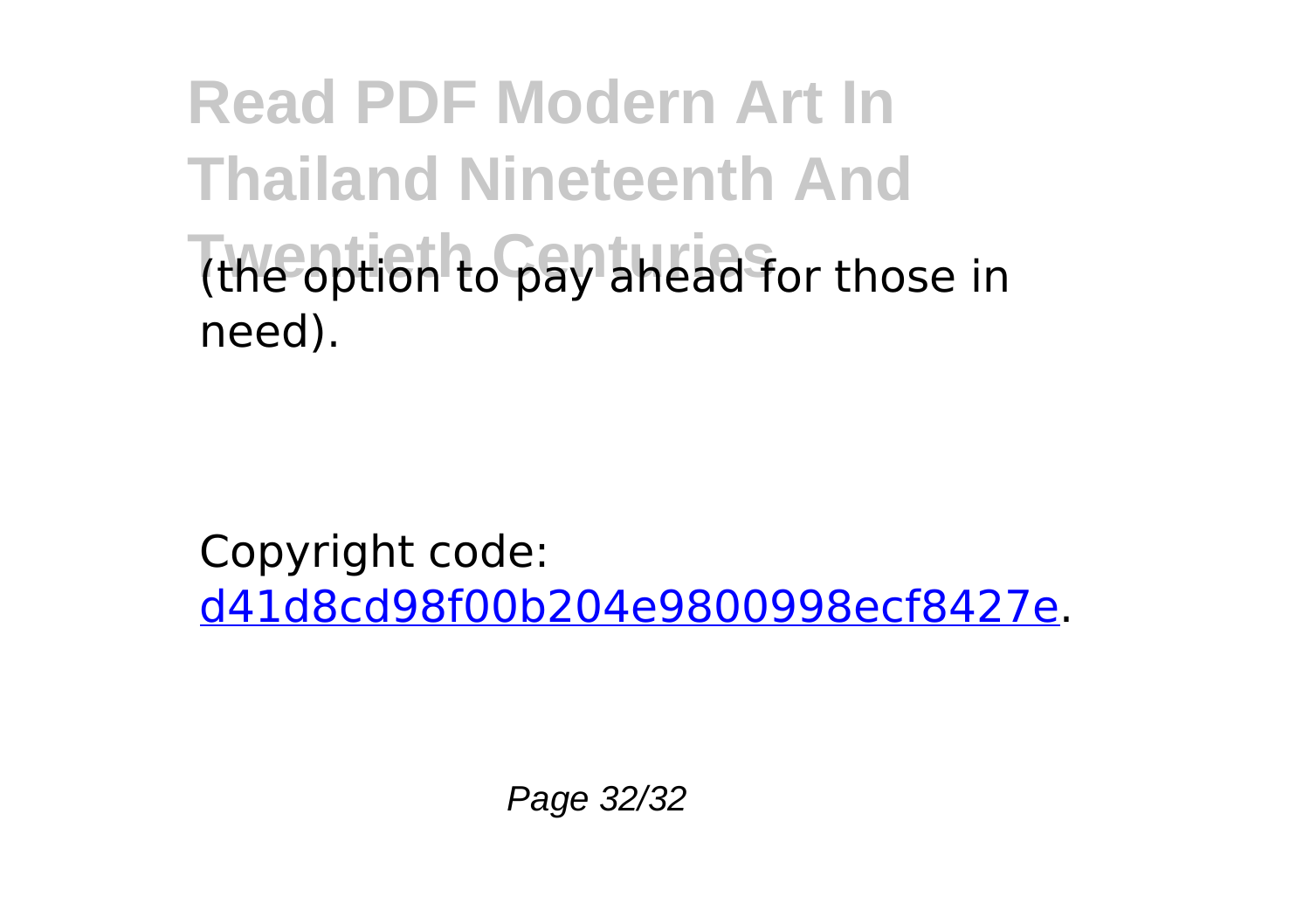(the option to pay ahead for those in need).

Copyright code: d41d8cd98f00b204e9800998ecf8427e.